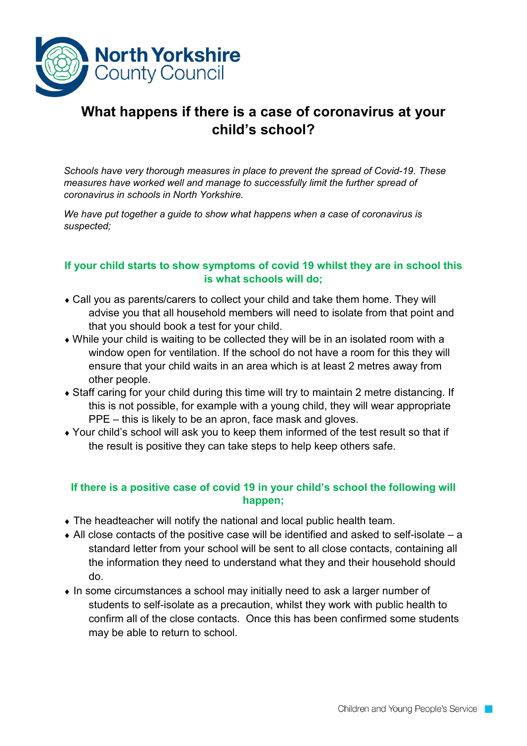North Yorkshire County Council

# What happens if there is a case of coronavirus at your child's school?

*Schools have very thorough measures in place to prevent the spread of Covid-19. These measures have worked well and manage to successfully limit the further spread of coronavirus in schools in North Yorkshire.*

*We have put together a guide to show what happens when a case of coronavirus is suspected;*

## If your child starts to show symptoms of covid 19 whilst they are in school this is what schools will do;

- Call you as parents/carers to collect your child and take them home. They will advise you that all household members will need to isolate from that point and that you should book a test for your child.
- While your child is waiting to be collected they will be in an isolated room with a window open for ventilation. If the school do not have a room for this they will ensure that your child waits in an area which is at least 2 metres away from other people.
- Staff caring for your child during this time will try to maintain 2 metre distancing. If this is not possible, for example with a young child, they will wear appropriate PPE – this is likely to be an apron, face mask and gloves.
- Your child's school will ask you to keep them informed of the test result so that if the result is positive they can take steps to help keep others safe.

## If there is a positive case of covid 19 in your child's school the following will happen;

- The headteacher will notify the national and local public health team.
- All close contacts of the positive case will be identified and asked to self-isolate – a standard letter from your school will be sent to all close contacts, containing all the information they need to understand what they and their household should do.
- In some circumstances a school may initially need to ask a larger number of students to self-isolate as a precaution, whilst they work with public health to confirm all of the close contacts. Once this has been confirmed some students may be able to return to school.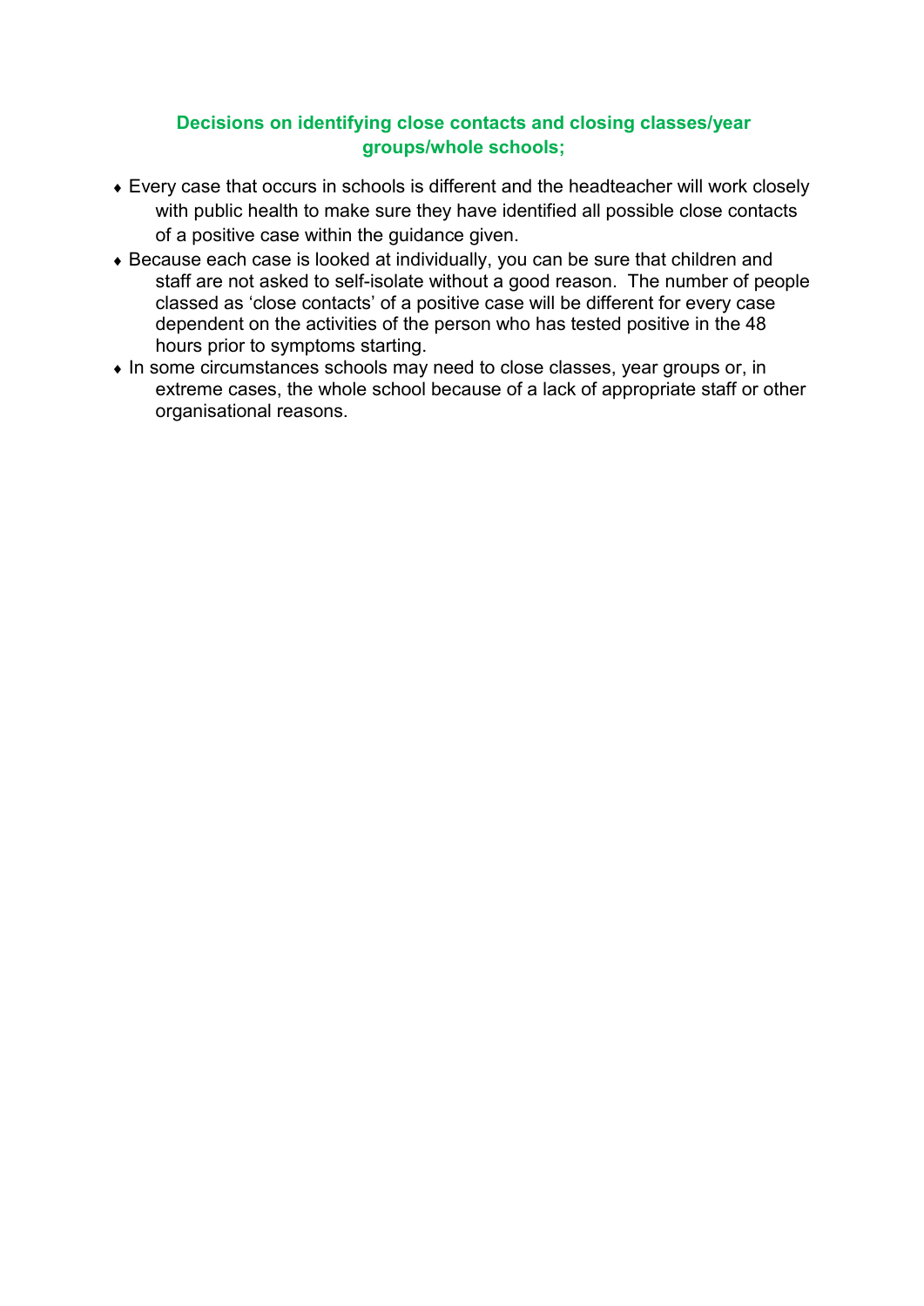## Decisions on identifying close contacts and closing classes/year groups/whole schools;

- Every case that occurs in schools is different and the headteacher will work closely with public health to make sure they have identified all possible close contacts of a positive case within the guidance given.
- Because each case is looked at individually, you can be sure that children and staff are not asked to self-isolate without a good reason. The number of people classed as 'close contacts' of a positive case will be different for every case dependent on the activities of the person who has tested positive in the 48 hours prior to symptoms starting.
- In some circumstances schools may need to close classes, year groups or, in extreme cases, the whole school because of a lack of appropriate staff or other organisational reasons.